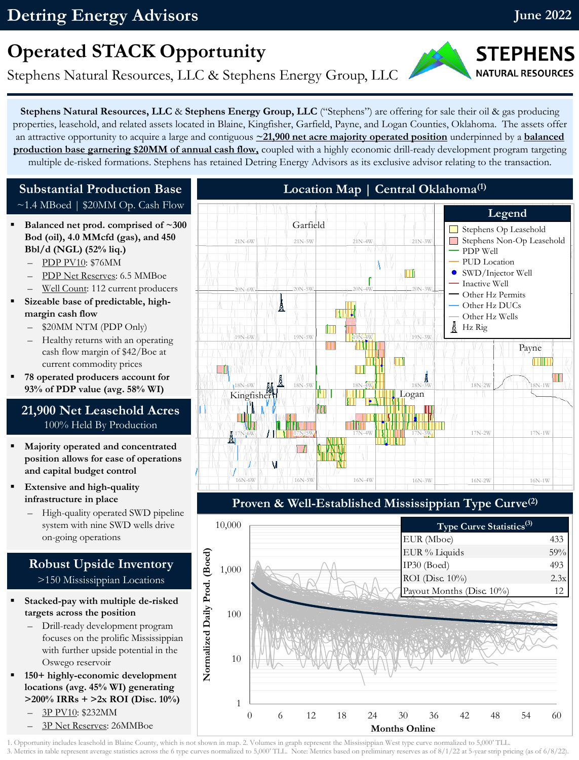Detring Energy Advisors — June 2022

# Operated STACK Opportunity

Stephens Natural Resources, LLC & Stephens Energy Group, LLC

**Stephens Natural Resources, LLC** & **Stephens Energy Group, LLC** ("Stephens") are offering for sale their oil & gas producing properties, leasehold, and related assets located in Blaine, Kingfisher, Garfield, Payne, and Logan Counties, Oklahoma. The assets offer an attractive opportunity to acquire a large and contiguous **~21,900 net acre majority operated position** underpinned by a **balanced production base garnering $20MM of annual cash flow,** coupled with a highly economic drill-ready development program targeting multiple de-risked formations. Stephens has retained Detring Energy Advisors as its exclusive advisor relating to the transaction.

## Substantial Production Base

~1.4 MBoed | $20MM Op. Cash Flow

- **Balanced net prod. comprised of ~300 Bod (oil), 4.0 MMcfd (gas), and 450 Bbl/d (NGL) (52% liq.)**
  - PDP PV10: $76MM
  - PDP Net Reserves: 6.5 MMBoe
  - Well Count: 112 current producers
- **Sizeable base of predictable, high-margin cash flow**
  - $20MM NTM (PDP Only)
  - Healthy returns with an operating cash flow margin of $42/Boe at current commodity prices
- **78 operated producers account for 93% of PDP value (avg. 58% WI)**

## 21,900 Net Leasehold Acres

100% Held By Production

- **Majority operated and concentrated position allows for ease of operations and capital budget control**
- **Extensive and high-quality infrastructure in place**
  - High-quality operated SWD pipeline system with nine SWD wells drive on-going operations

## Robust Upside Inventory

>150 Mississippian Locations

- **Stacked-pay with multiple de-risked targets across the position**
  - Drill-ready development program focuses on the prolific Mississippian with further upside potential in the Oswego reservoir
- **150+ highly-economic development locations (avg. 45% WI) generating >200% IRRs + >2x ROI (Disc. 10%)**
  - 3P PV10: $232MM
  - 3P Net Reserves: 26MMBoe

## Location Map | Central Oklahoma[1]

Legend: Stephens Op Leasehold; Stephens Non-Op Leasehold; PDP Well; PUD Location; SWD/Injector Well; Inactive Well; Other Hz Permits; Other Hz DUCs; Other Hz Wells; Hz Rig

## Proven & Well-Established Mississippian Type Curve[2]

| Type Curve Statistics[3] | |
|---|---|
| EUR (Mboe) | 433 |
| EUR % Liquids | 59% |
| IP30 (Boed) | 493 |
| ROI (Disc. 10%) | 2.3x |
| Payout Months (Disc. 10%) | 12 |

1. Opportunity includes leasehold in Blaine County, which is not shown in map. 2. Volumes in graph represent the Mississippian West type curve normalized to 5,000' TLL.
3. Metrics in table represent average statistics across the 6 type curves normalized to 5,000' TLL. Note: Metrics based on preliminary reserves as of 8/1/22 at 5-year strip pricing (as of 6/8/22).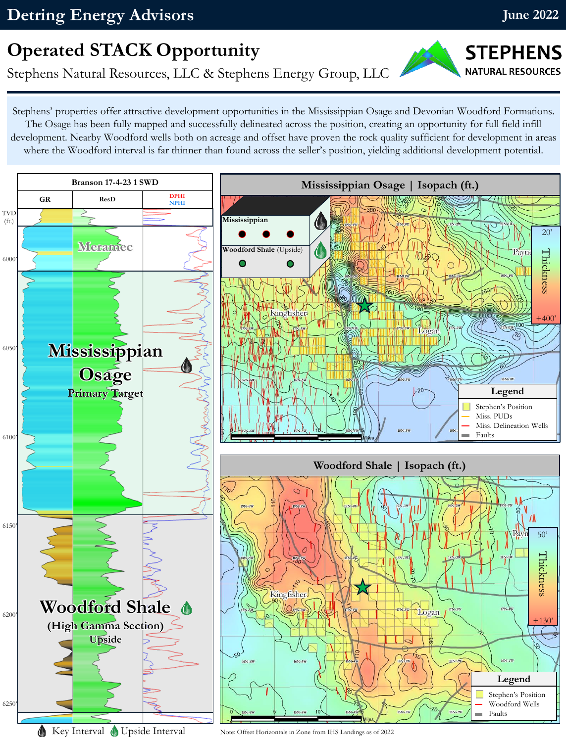# Operated STACK Opportunity

Stephens Natural Resources, LLC & Stephens Energy Group, LLC

Stephens' properties offer attractive development opportunities in the Mississippian Osage and Devonian Woodford Formations. The Osage has been fully mapped and successfully delineated across the position, creating an opportunity for full field infill development. Nearby Woodford wells both on acreage and offset have proven the rock quality sufficient for development in areas where the Woodford interval is far thinner than found across the seller's position, yielding additional development potential.

**Branson 17-4-23 1 SWD**

| GR | ResD | DPHI / NPHI |
|---|---|---|

- Meramec
- **Mississippian Osage** – Primary Target
- **Woodford Shale** (High Gamma Section) – Upside

Key Interval | Upside Interval

## Mississippian Osage | Isopach (ft.)

Mississippian
Woodford Shale (Upside)

Thickness: 20' – +400'

**Legend**
- Stephen's Position
- Miss. PUDs
- Miss. Delineation Wells
- Faults

## Woodford Shale | Isopach (ft.)

Thickness: 50' – +130'

**Legend**
- Stephen's Position
- Woodford Wells
- Faults

Note: Offset Horizontals in Zone from IHS Landings as of 2022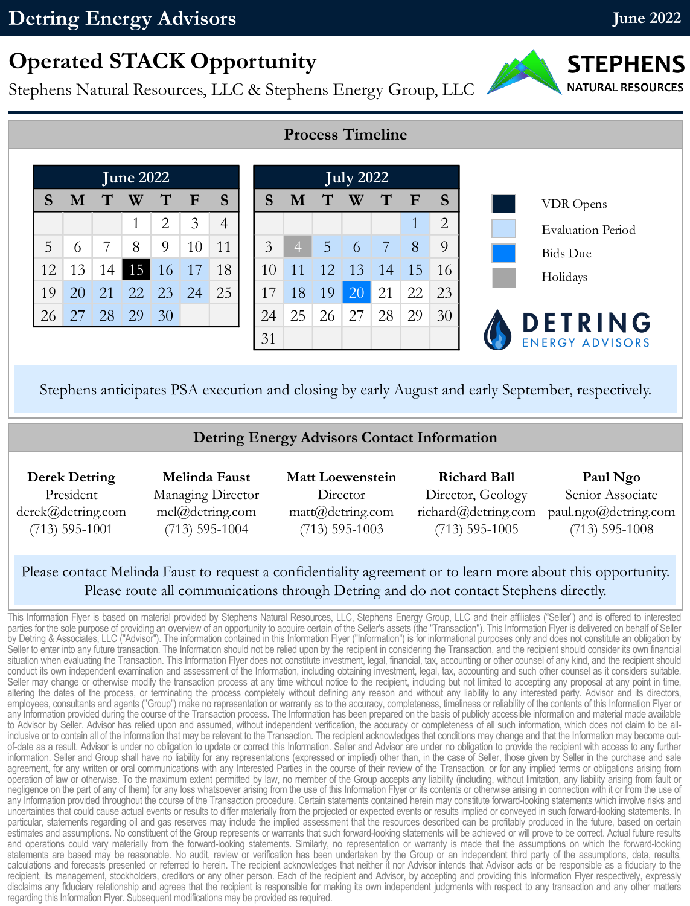# Detring Energy Advisors

June 2022

## Operated STACK Opportunity

Stephens Natural Resources, LLC & Stephens Energy Group, LLC

STEPHENS NATURAL RESOURCES

### Process Timeline

**June 2022**

| S | M | T | W | T | F | S |
|---|---|---|---|---|---|---|
| | | | 1 | 2 | 3 | 4 |
| 5 | 6 | 7 | 8 | 9 | 10 | 11 |
| 12 | 13 | 14 | 15 | 16 | 17 | 18 |
| 19 | 20 | 21 | 22 | 23 | 24 | 25 |
| 26 | 27 | 28 | 29 | 30 | | |

**July 2022**

| S | M | T | W | T | F | S |
|---|---|---|---|---|---|---|
| | | | | | 1 | 2 |
| 3 | 4 | 5 | 6 | 7 | 8 | 9 |
| 10 | 11 | 12 | 13 | 14 | 15 | 16 |
| 17 | 18 | 19 | 20 | 21 | 22 | 23 |
| 24 | 25 | 26 | 27 | 28 | 29 | 30 |
| 31 | | | | | | |

- VDR Opens
- Evaluation Period
- Bids Due
- Holidays

DETRING ENERGY ADVISORS

Stephens anticipates PSA execution and closing by early August and early September, respectively.

### Detring Energy Advisors Contact Information

| **Derek Detring** | **Melinda Faust** | **Matt Loewenstein** | **Richard Ball** | **Paul Ngo** |
|---|---|---|---|---|
| President | Managing Director | Director | Director, Geology | Senior Associate |
| derek@detring.com | mel@detring.com | matt@detring.com | richard@detring.com | paul.ngo@detring.com |
| (713) 595-1001 | (713) 595-1004 | (713) 595-1003 | (713) 595-1005 | (713) 595-1008 |

Please contact Melinda Faust to request a confidentiality agreement or to learn more about this opportunity. Please route all communications through Detring and do not contact Stephens directly.

This Information Flyer is based on material provided by Stephens Natural Resources, LLC, Stephens Energy Group, LLC and their affiliates ("Seller") and is offered to interested parties for the sole purpose of providing an overview of an opportunity to acquire certain of the Seller's assets (the "Transaction"). This Information Flyer is delivered on behalf of Seller by Detring & Associates, LLC ("Advisor"). The information contained in this Information Flyer ("Information") is for informational purposes only and does not constitute an obligation by Seller to enter into any future transaction. The Information should not be relied upon by the recipient in considering the Transaction, and the recipient should consider its own financial situation when evaluating the Transaction. This Information Flyer does not constitute investment, legal, financial, tax, accounting or other counsel of any kind, and the recipient should conduct its own independent examination and assessment of the Information, including obtaining investment, legal, tax, accounting and such other counsel as it considers suitable. Seller may change or otherwise modify the transaction process at any time without notice to the recipient, including but not limited to accepting any proposal at any point in time, altering the dates of the process, or terminating the process completely without defining any reason and without any liability to any interested party. Advisor and its directors, employees, consultants and agents ("Group") make no representation or warranty as to the accuracy, completeness, timeliness or reliability of the contents of this Information Flyer or any Information provided during the course of the Transaction process. The Information has been prepared on the basis of publicly accessible information and material made available to Advisor by Seller. Advisor has relied upon and assumed, without independent verification, the accuracy or completeness of all such information, which does not claim to be all-inclusive or to contain all of the information that may be relevant to the Transaction. The recipient acknowledges that conditions may change and that the Information may become out-of-date as a result. Advisor is under no obligation to update or correct this Information. Seller and Advisor are under no obligation to provide the recipient with access to any further information. Seller and Group shall have no liability for any representations (expressed or implied) other than, in the case of Seller, those given by Seller in the purchase and sale agreement, for any written or oral communications with any Interested Parties in the course of their review of the Transaction, or for any implied terms or obligations arising from operation of law or otherwise. To the maximum extent permitted by law, no member of the Group accepts any liability (including, without limitation, any liability arising from fault or negligence on the part of any of them) for any loss whatsoever arising from the use of this Information Flyer or its contents or otherwise arising in connection with it or from the use of any Information provided throughout the course of the Transaction procedure. Certain statements contained herein may constitute forward-looking statements which involve risks and uncertainties that could cause actual events or results to differ materially from the projected or expected events or results implied or conveyed in such forward-looking statements. In particular, statements regarding oil and gas reserves may include the implied assessment that the resources described can be profitably produced in the future, based on certain estimates and assumptions. No constituent of the Group represents or warrants that such forward-looking statements will be achieved or will prove to be correct. Actual future results and operations could vary materially from the forward-looking statements. Similarly, no representation or warranty is made that the assumptions on which the forward-looking statements are based may be reasonable. No audit, review or verification has been undertaken by the Group or an independent third party of the assumptions, data, results, calculations and forecasts presented or referred to herein. The recipient acknowledges that neither it nor Advisor intends that Advisor acts or be responsible as a fiduciary to the recipient, its management, stockholders, creditors or any other person. Each of the recipient and Advisor, by accepting and providing this Information Flyer respectively, expressly disclaims any fiduciary relationship and agrees that the recipient is responsible for making its own independent judgments with respect to any transaction and any other matters regarding this Information Flyer. Subsequent modifications may be provided as required.